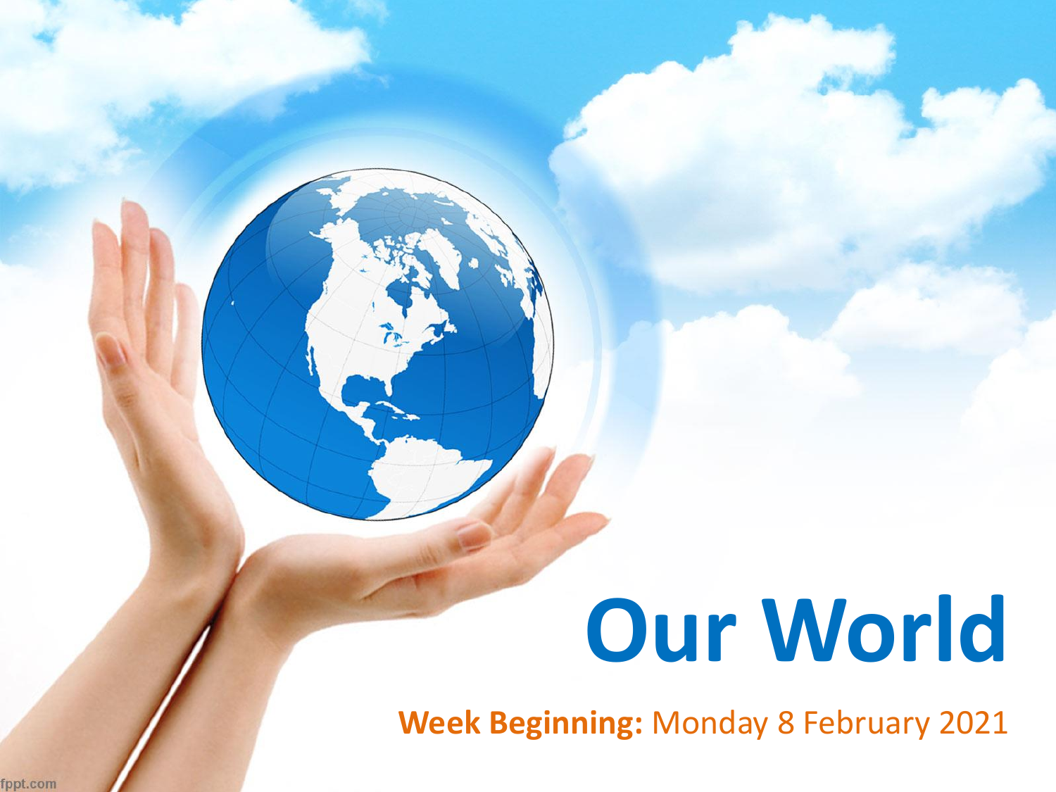# Our World

**Week Beginning:** Monday 8 February 2021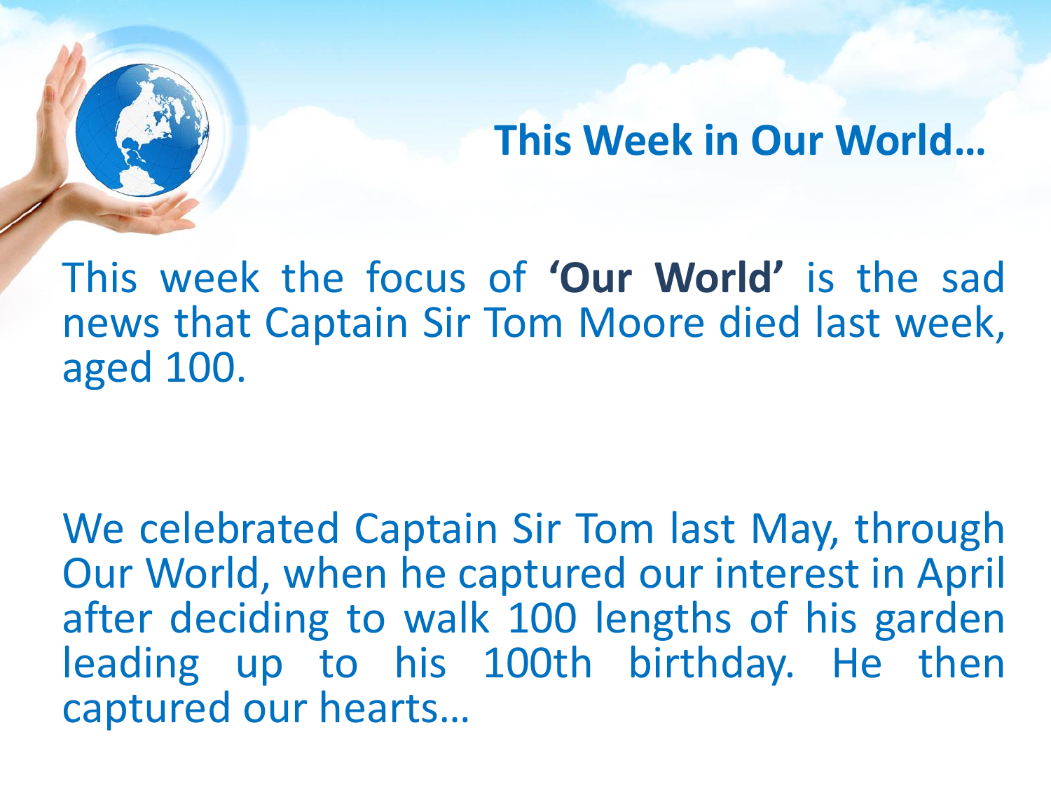## This Week in Our World…

This week the focus of **'Our World'** is the sad news that Captain Sir Tom Moore died last week, aged 100.

We celebrated Captain Sir Tom last May, through Our World, when he captured our interest in April after deciding to walk 100 lengths of his garden leading up to his 100th birthday. He then captured our hearts…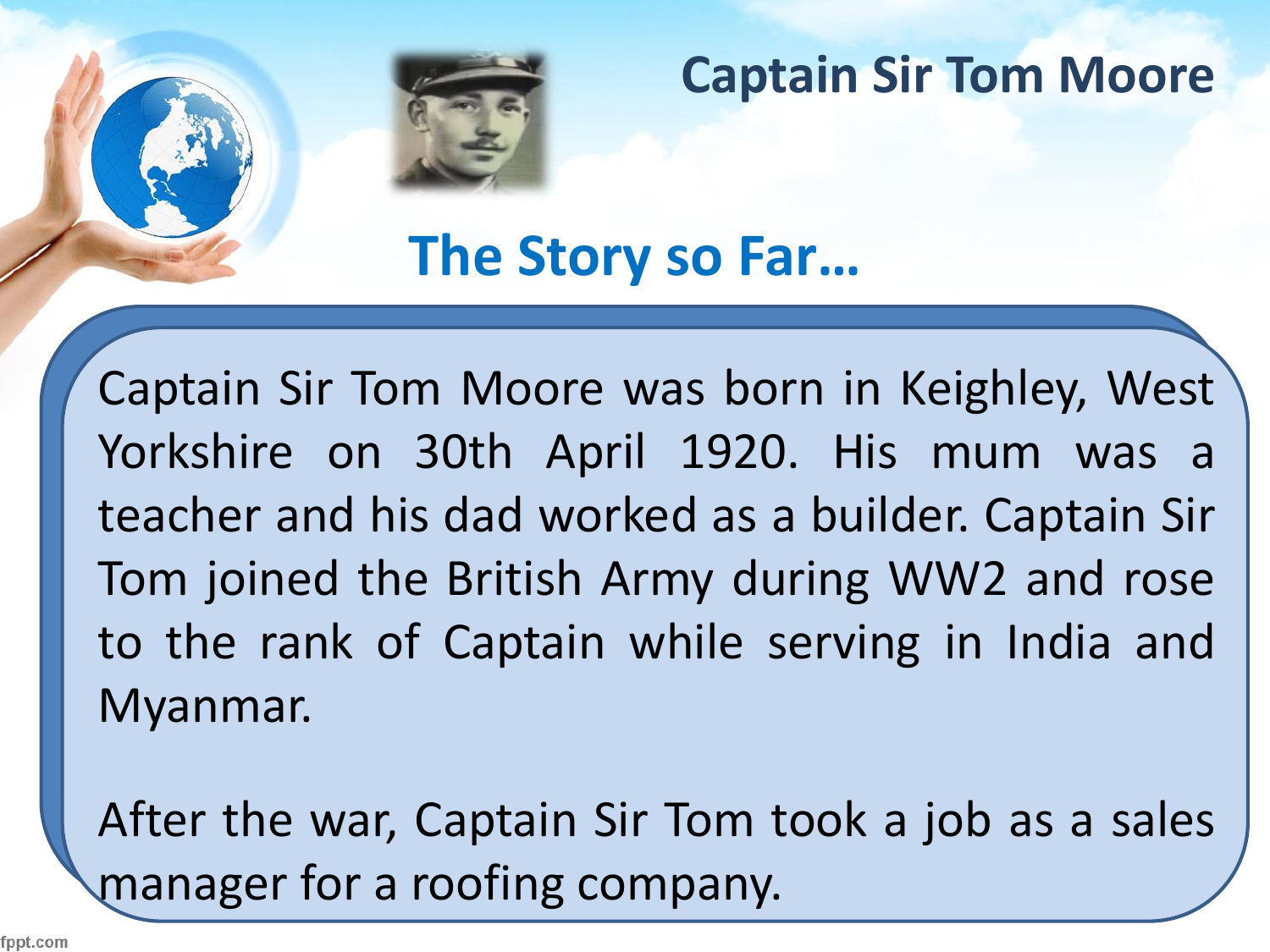# Captain Sir Tom Moore

## The Story so Far…

Captain Sir Tom Moore was born in Keighley, West Yorkshire on 30th April 1920. His mum was a teacher and his dad worked as a builder. Captain Sir Tom joined the British Army during WW2 and rose to the rank of Captain while serving in India and Myanmar.

After the war, Captain Sir Tom took a job as a sales manager for a roofing company.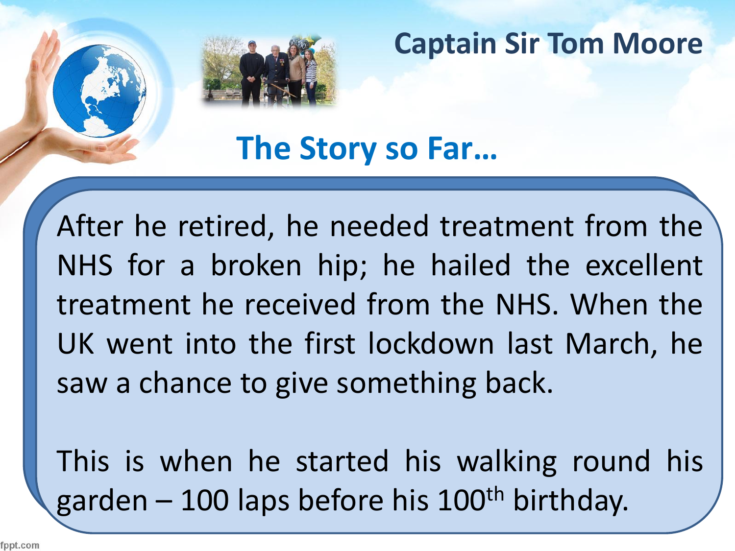# Captain Sir Tom Moore

## The Story so Far…

After he retired, he needed treatment from the NHS for a broken hip; he hailed the excellent treatment he received from the NHS. When the UK went into the first lockdown last March, he saw a chance to give something back.

This is when he started his walking round his garden – 100 laps before his 100th birthday.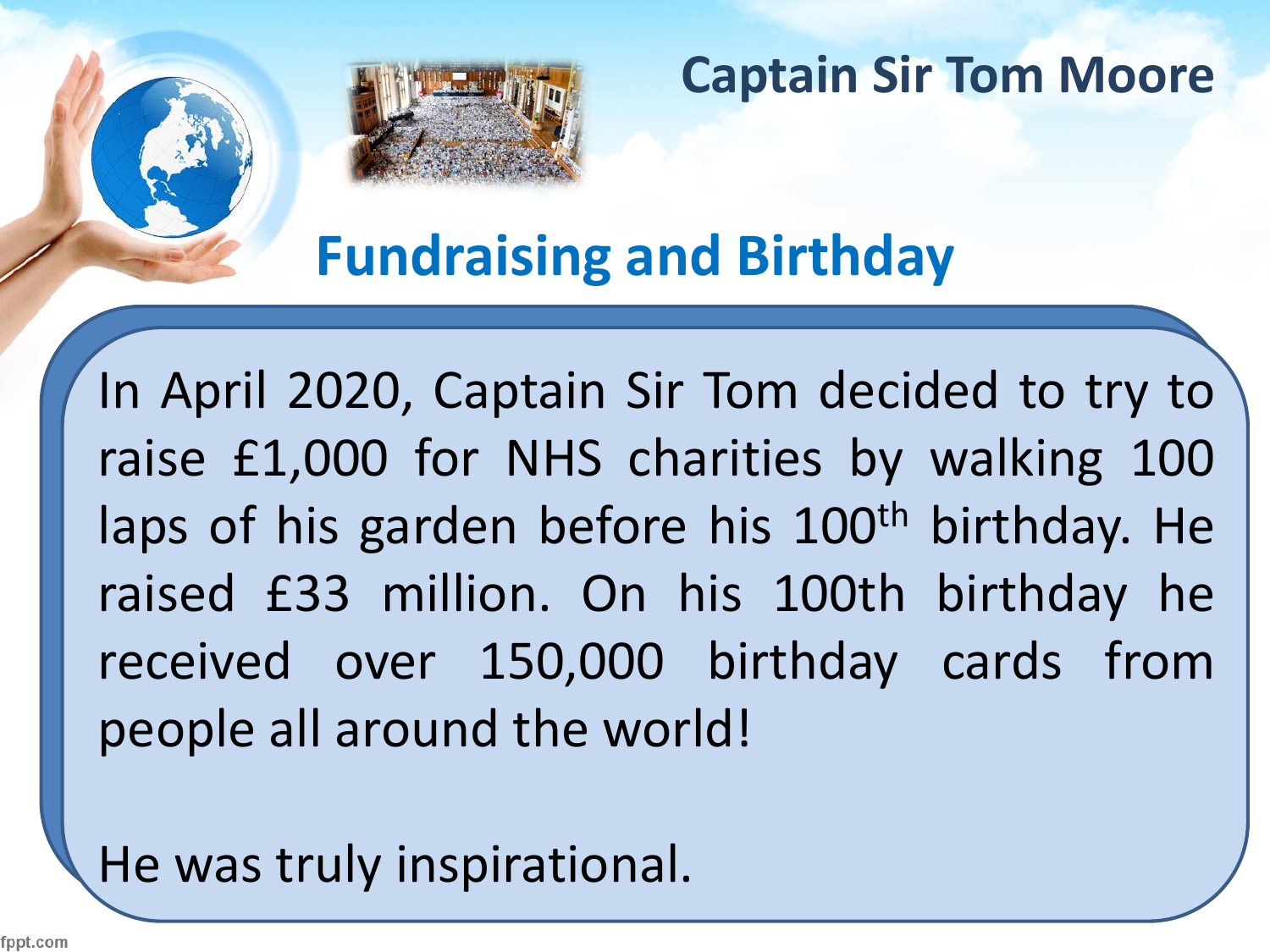# Captain Sir Tom Moore

## Fundraising and Birthday

In April 2020, Captain Sir Tom decided to try to raise £1,000 for NHS charities by walking 100 laps of his garden before his 100$^{th}$ birthday. He raised £33 million. On his 100th birthday he received over 150,000 birthday cards from people all around the world!

He was truly inspirational.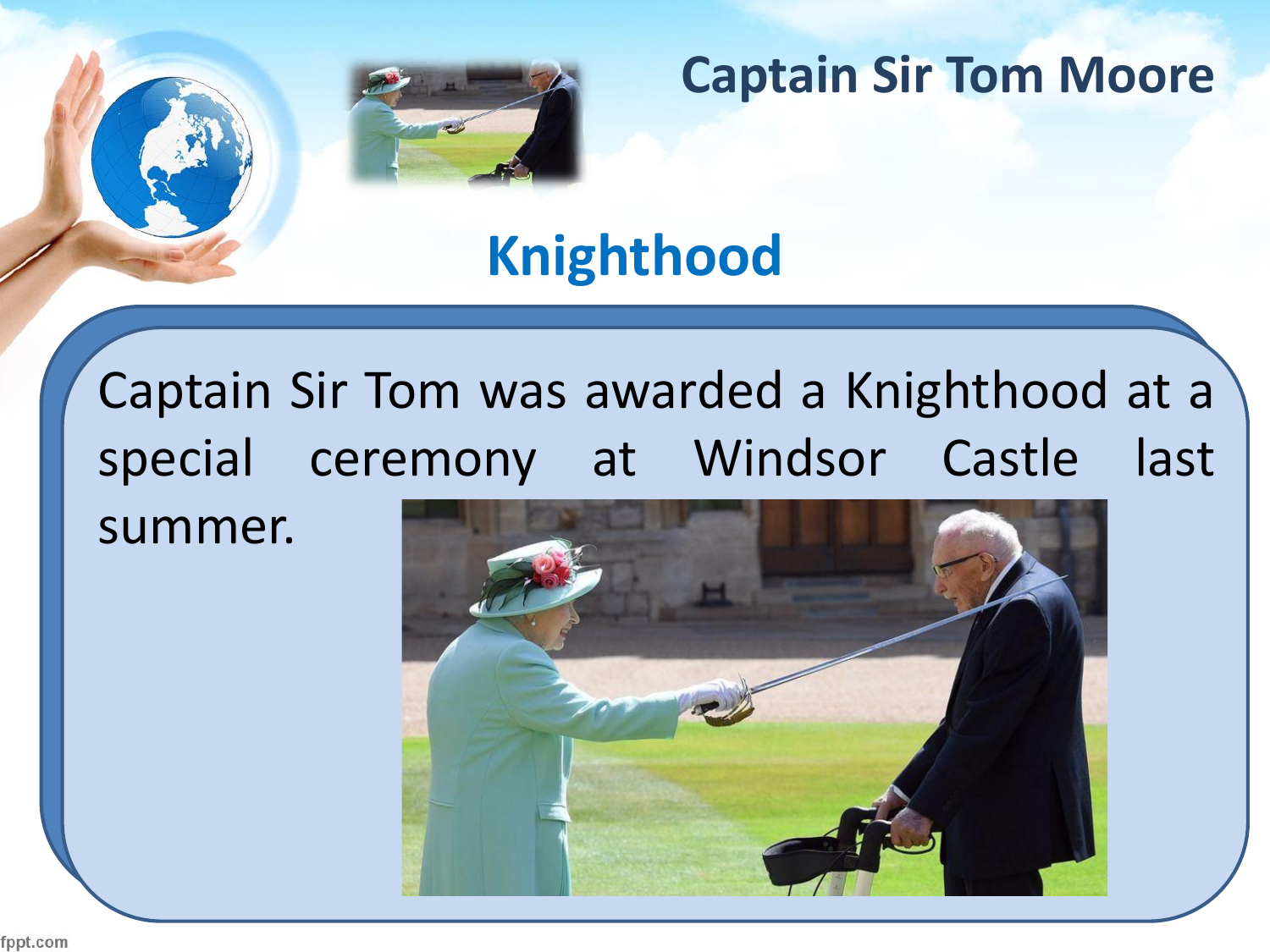# Captain Sir Tom Moore

## Knighthood

Captain Sir Tom was awarded a Knighthood at a special ceremony at Windsor Castle last summer.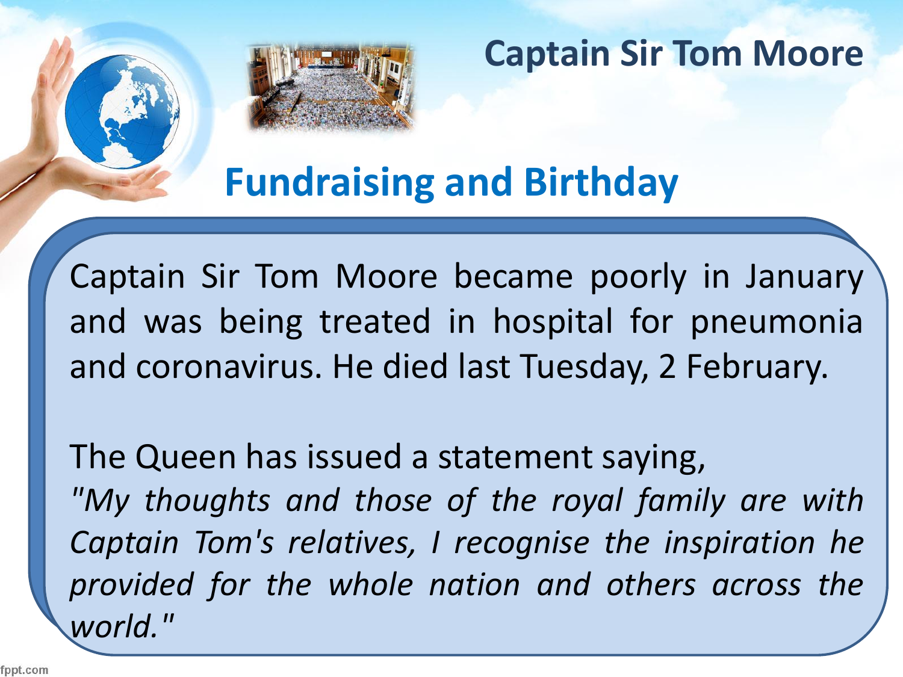# Captain Sir Tom Moore

## Fundraising and Birthday

Captain Sir Tom Moore became poorly in January and was being treated in hospital for pneumonia and coronavirus. He died last Tuesday, 2 February.

The Queen has issued a statement saying,
*"My thoughts and those of the royal family are with Captain Tom's relatives, I recognise the inspiration he provided for the whole nation and others across the world."*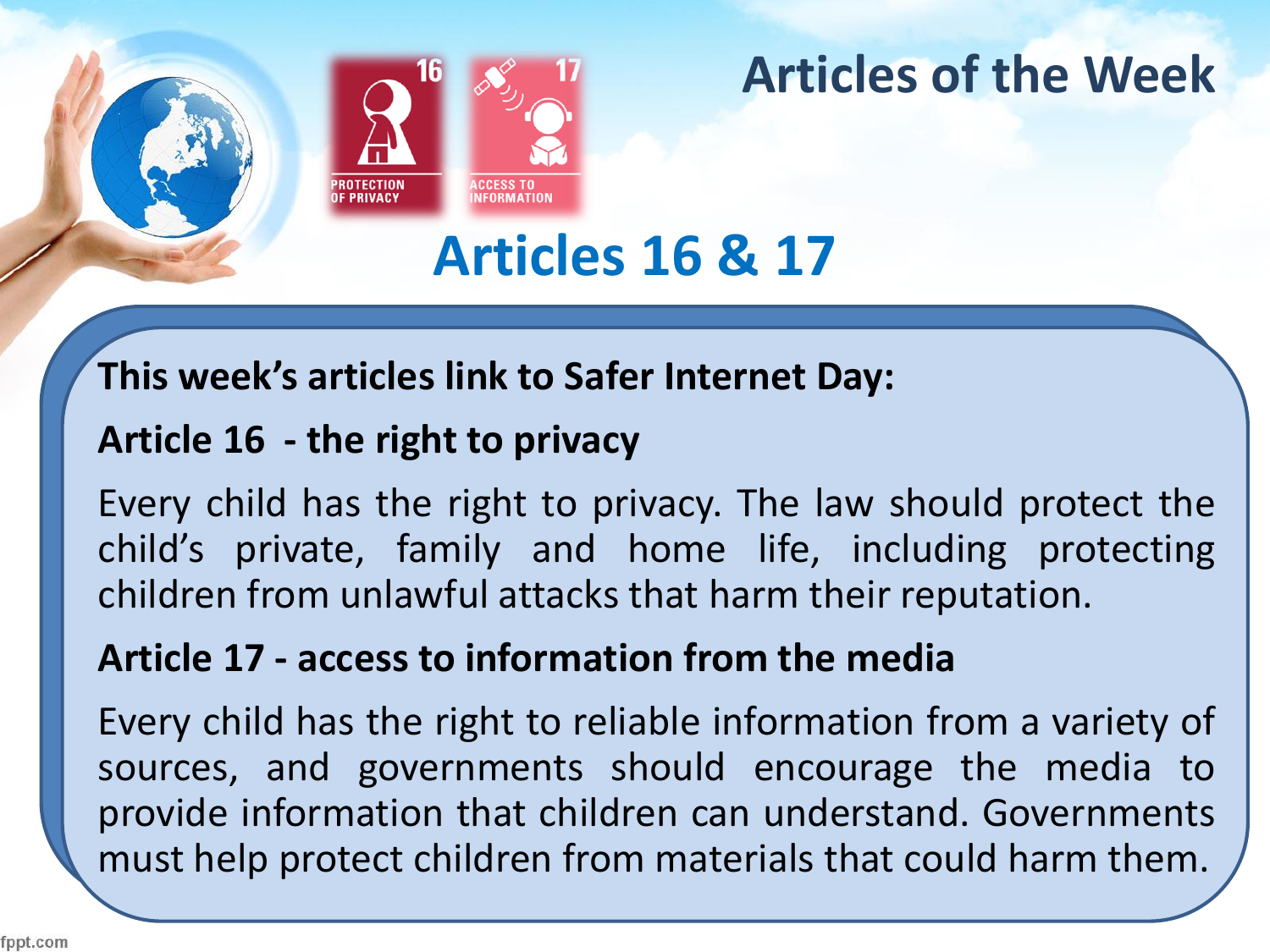# Articles of the Week

16 PROTECTION OF PRIVACY

17 ACCESS TO INFORMATION

## Articles 16 & 17

**This week's articles link to Safer Internet Day:**

**Article 16 - the right to privacy**

Every child has the right to privacy. The law should protect the child's private, family and home life, including protecting children from unlawful attacks that harm their reputation.

**Article 17 - access to information from the media**

Every child has the right to reliable information from a variety of sources, and governments should encourage the media to provide information that children can understand. Governments must help protect children from materials that could harm them.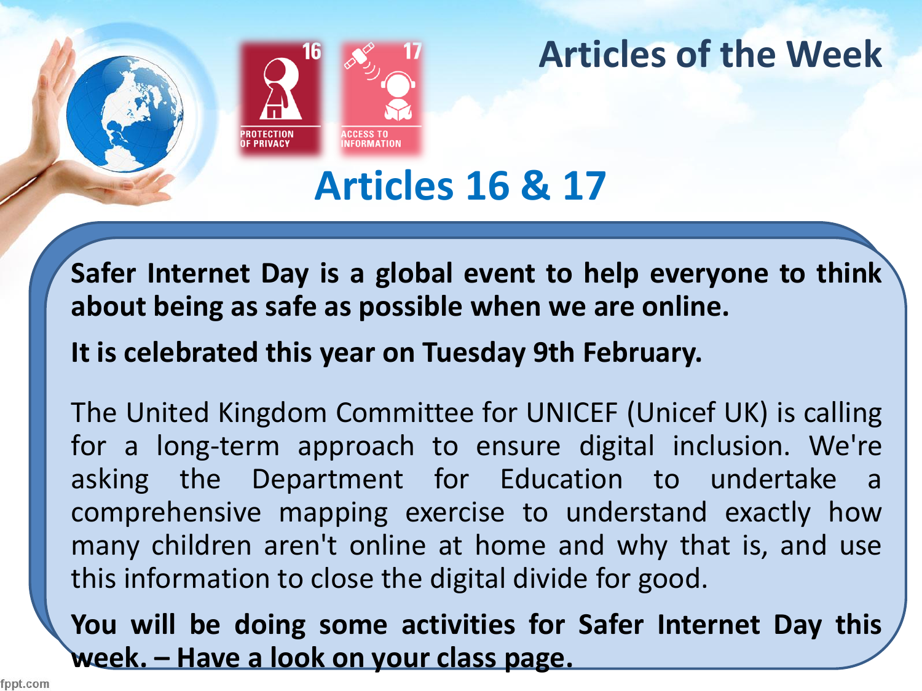# Articles of the Week

16 PROTECTION OF PRIVACY

17 ACCESS TO INFORMATION

## Articles 16 & 17

**Safer Internet Day is a global event to help everyone to think about being as safe as possible when we are online.**

**It is celebrated this year on Tuesday 9th February.**

The United Kingdom Committee for UNICEF (Unicef UK) is calling for a long-term approach to ensure digital inclusion. We're asking the Department for Education to undertake a comprehensive mapping exercise to understand exactly how many children aren't online at home and why that is, and use this information to close the digital divide for good.

**You will be doing some activities for Safer Internet Day this week. – Have a look on your class page.**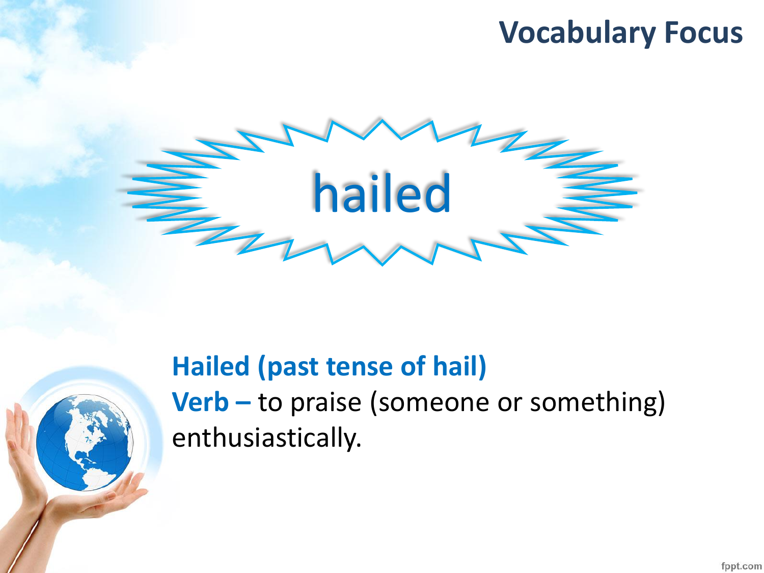# Vocabulary Focus

hailed

**Hailed (past tense of hail)**
**Verb –** to praise (someone or something) enthusiastically.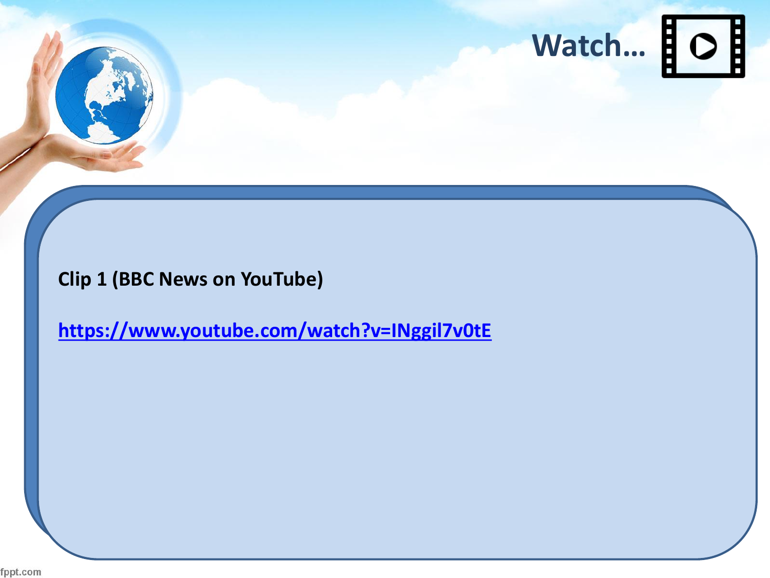# Watch…

**Clip 1 (BBC News on YouTube)**

https://www.youtube.com/watch?v=INggil7v0tE